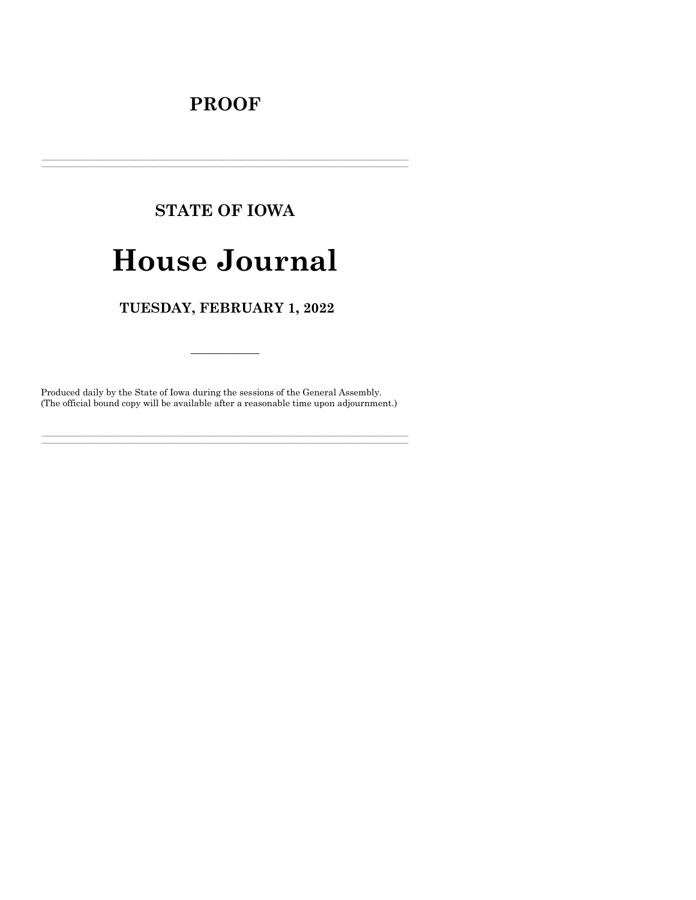# PROOF

---

## STATE OF IOWA

# House Journal

## TUESDAY, FEBRUARY 1, 2022

---

Produced daily by the State of Iowa during the sessions of the General Assembly.
(The official bound copy will be available after a reasonable time upon adjournment.)

---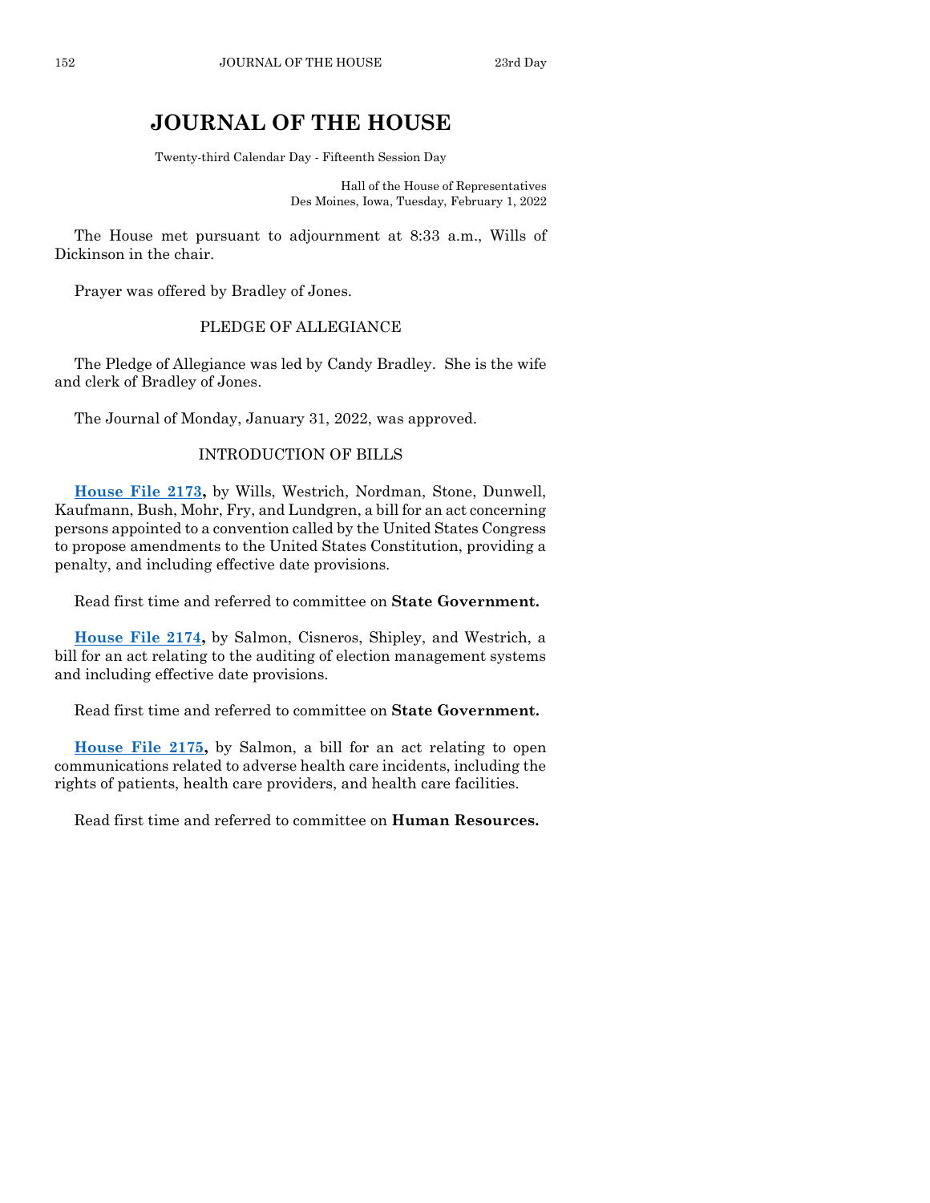# JOURNAL OF THE HOUSE

Twenty-third Calendar Day - Fifteenth Session Day

Hall of the House of Representatives
Des Moines, Iowa, Tuesday, February 1, 2022

The House met pursuant to adjournment at 8:33 a.m., Wills of Dickinson in the chair.

Prayer was offered by Bradley of Jones.

PLEDGE OF ALLEGIANCE

The Pledge of Allegiance was led by Candy Bradley. She is the wife and clerk of Bradley of Jones.

The Journal of Monday, January 31, 2022, was approved.

INTRODUCTION OF BILLS

**House File 2173,** by Wills, Westrich, Nordman, Stone, Dunwell, Kaufmann, Bush, Mohr, Fry, and Lundgren, a bill for an act concerning persons appointed to a convention called by the United States Congress to propose amendments to the United States Constitution, providing a penalty, and including effective date provisions.

Read first time and referred to committee on **State Government.**

**House File 2174,** by Salmon, Cisneros, Shipley, and Westrich, a bill for an act relating to the auditing of election management systems and including effective date provisions.

Read first time and referred to committee on **State Government.**

**House File 2175,** by Salmon, a bill for an act relating to open communications related to adverse health care incidents, including the rights of patients, health care providers, and health care facilities.

Read first time and referred to committee on **Human Resources.**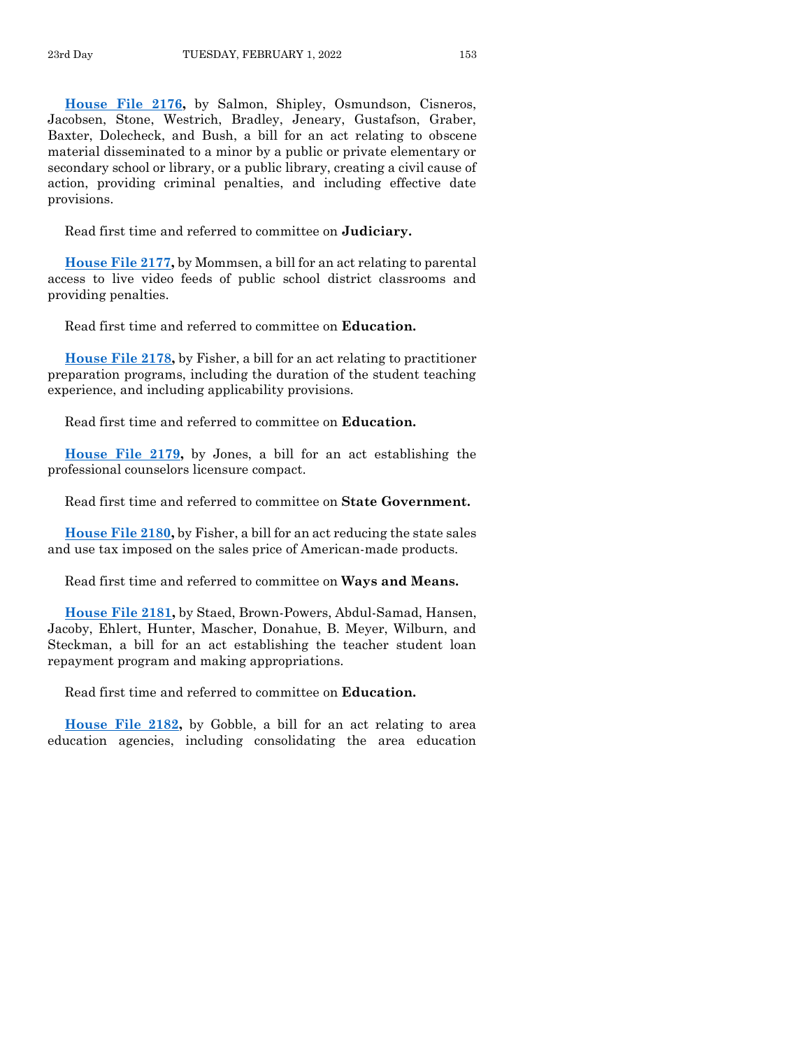**House File 2176,** by Salmon, Shipley, Osmundson, Cisneros, Jacobsen, Stone, Westrich, Bradley, Jeneary, Gustafson, Graber, Baxter, Dolecheck, and Bush, a bill for an act relating to obscene material disseminated to a minor by a public or private elementary or secondary school or library, or a public library, creating a civil cause of action, providing criminal penalties, and including effective date provisions.

Read first time and referred to committee on **Judiciary.**

**House File 2177,** by Mommsen, a bill for an act relating to parental access to live video feeds of public school district classrooms and providing penalties.

Read first time and referred to committee on **Education.**

**House File 2178,** by Fisher, a bill for an act relating to practitioner preparation programs, including the duration of the student teaching experience, and including applicability provisions.

Read first time and referred to committee on **Education.**

**House File 2179,** by Jones, a bill for an act establishing the professional counselors licensure compact.

Read first time and referred to committee on **State Government.**

**House File 2180,** by Fisher, a bill for an act reducing the state sales and use tax imposed on the sales price of American-made products.

Read first time and referred to committee on **Ways and Means.**

**House File 2181,** by Staed, Brown-Powers, Abdul-Samad, Hansen, Jacoby, Ehlert, Hunter, Mascher, Donahue, B. Meyer, Wilburn, and Steckman, a bill for an act establishing the teacher student loan repayment program and making appropriations.

Read first time and referred to committee on **Education.**

**House File 2182,** by Gobble, a bill for an act relating to area education agencies, including consolidating the area education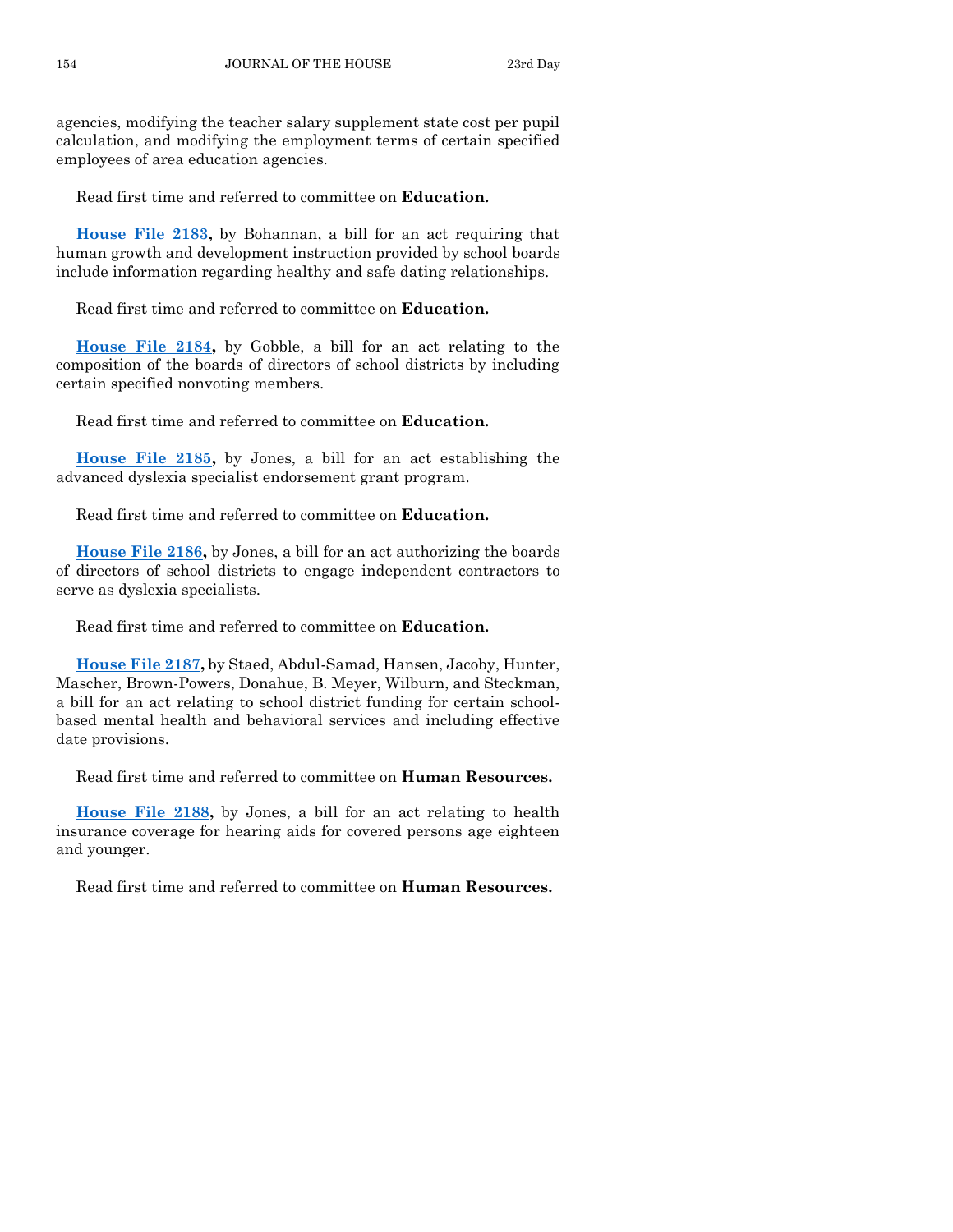agencies, modifying the teacher salary supplement state cost per pupil calculation, and modifying the employment terms of certain specified employees of area education agencies.

Read first time and referred to committee on **Education.**

**House File 2183,** by Bohannan, a bill for an act requiring that human growth and development instruction provided by school boards include information regarding healthy and safe dating relationships.

Read first time and referred to committee on **Education.**

**House File 2184,** by Gobble, a bill for an act relating to the composition of the boards of directors of school districts by including certain specified nonvoting members.

Read first time and referred to committee on **Education.**

**House File 2185,** by Jones, a bill for an act establishing the advanced dyslexia specialist endorsement grant program.

Read first time and referred to committee on **Education.**

**House File 2186,** by Jones, a bill for an act authorizing the boards of directors of school districts to engage independent contractors to serve as dyslexia specialists.

Read first time and referred to committee on **Education.**

**House File 2187,** by Staed, Abdul-Samad, Hansen, Jacoby, Hunter, Mascher, Brown-Powers, Donahue, B. Meyer, Wilburn, and Steckman, a bill for an act relating to school district funding for certain school-based mental health and behavioral services and including effective date provisions.

Read first time and referred to committee on **Human Resources.**

**House File 2188,** by Jones, a bill for an act relating to health insurance coverage for hearing aids for covered persons age eighteen and younger.

Read first time and referred to committee on **Human Resources.**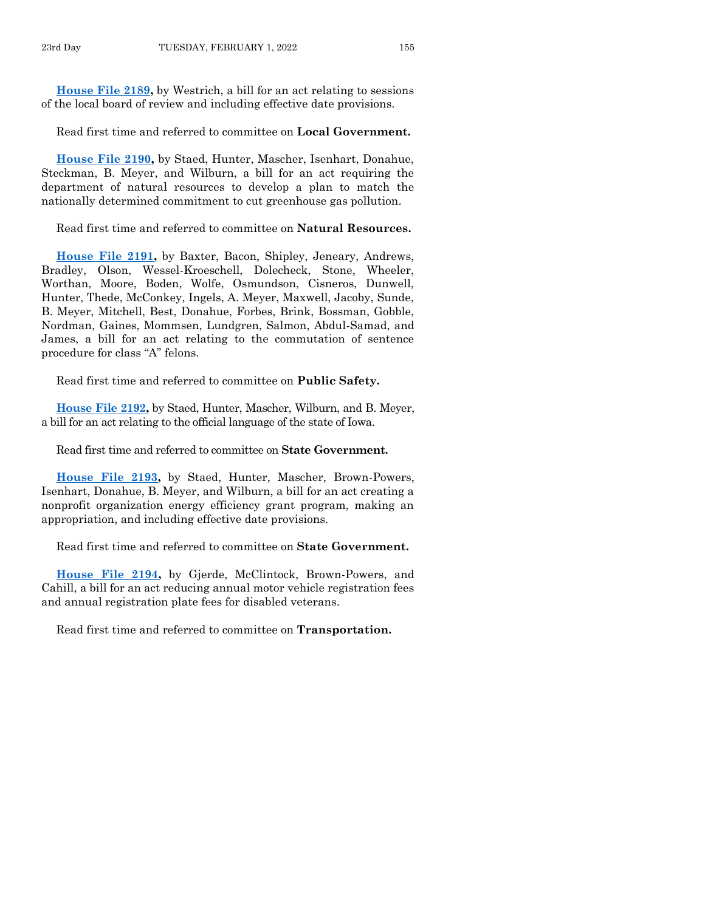**House File 2189,** by Westrich, a bill for an act relating to sessions of the local board of review and including effective date provisions.

Read first time and referred to committee on **Local Government.**

**House File 2190,** by Staed, Hunter, Mascher, Isenhart, Donahue, Steckman, B. Meyer, and Wilburn, a bill for an act requiring the department of natural resources to develop a plan to match the nationally determined commitment to cut greenhouse gas pollution.

Read first time and referred to committee on **Natural Resources.**

**House File 2191,** by Baxter, Bacon, Shipley, Jeneary, Andrews, Bradley, Olson, Wessel-Kroeschell, Dolecheck, Stone, Wheeler, Worthan, Moore, Boden, Wolfe, Osmundson, Cisneros, Dunwell, Hunter, Thede, McConkey, Ingels, A. Meyer, Maxwell, Jacoby, Sunde, B. Meyer, Mitchell, Best, Donahue, Forbes, Brink, Bossman, Gobble, Nordman, Gaines, Mommsen, Lundgren, Salmon, Abdul-Samad, and James, a bill for an act relating to the commutation of sentence procedure for class "A" felons.

Read first time and referred to committee on **Public Safety.**

**House File 2192,** by Staed, Hunter, Mascher, Wilburn, and B. Meyer, a bill for an act relating to the official language of the state of Iowa.

Read first time and referred to committee on **State Government.**

**House File 2193,** by Staed, Hunter, Mascher, Brown-Powers, Isenhart, Donahue, B. Meyer, and Wilburn, a bill for an act creating a nonprofit organization energy efficiency grant program, making an appropriation, and including effective date provisions.

Read first time and referred to committee on **State Government.**

**House File 2194,** by Gjerde, McClintock, Brown-Powers, and Cahill, a bill for an act reducing annual motor vehicle registration fees and annual registration plate fees for disabled veterans.

Read first time and referred to committee on **Transportation.**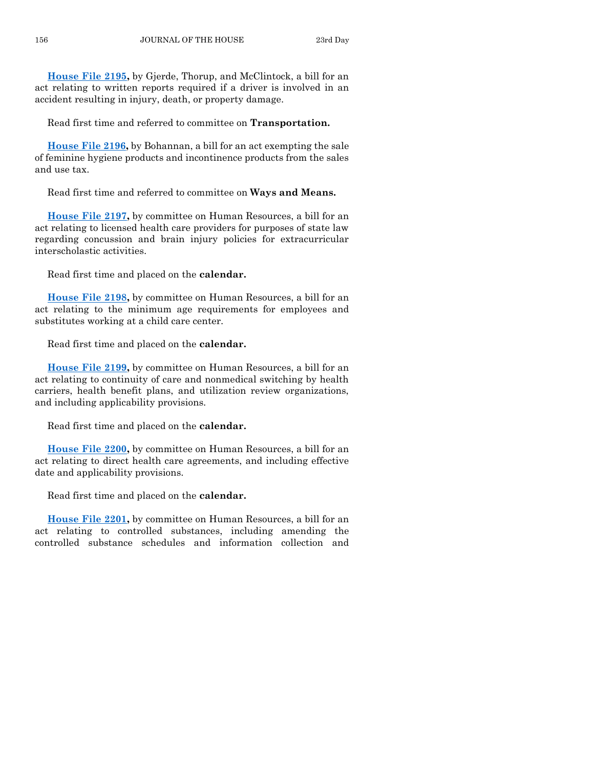**House File 2195,** by Gjerde, Thorup, and McClintock, a bill for an act relating to written reports required if a driver is involved in an accident resulting in injury, death, or property damage.

Read first time and referred to committee on **Transportation.**

**House File 2196,** by Bohannan, a bill for an act exempting the sale of feminine hygiene products and incontinence products from the sales and use tax.

Read first time and referred to committee on **Ways and Means.**

**House File 2197,** by committee on Human Resources, a bill for an act relating to licensed health care providers for purposes of state law regarding concussion and brain injury policies for extracurricular interscholastic activities.

Read first time and placed on the **calendar.**

**House File 2198,** by committee on Human Resources, a bill for an act relating to the minimum age requirements for employees and substitutes working at a child care center.

Read first time and placed on the **calendar.**

**House File 2199,** by committee on Human Resources, a bill for an act relating to continuity of care and nonmedical switching by health carriers, health benefit plans, and utilization review organizations, and including applicability provisions.

Read first time and placed on the **calendar.**

**House File 2200,** by committee on Human Resources, a bill for an act relating to direct health care agreements, and including effective date and applicability provisions.

Read first time and placed on the **calendar.**

**House File 2201,** by committee on Human Resources, a bill for an act relating to controlled substances, including amending the controlled substance schedules and information collection and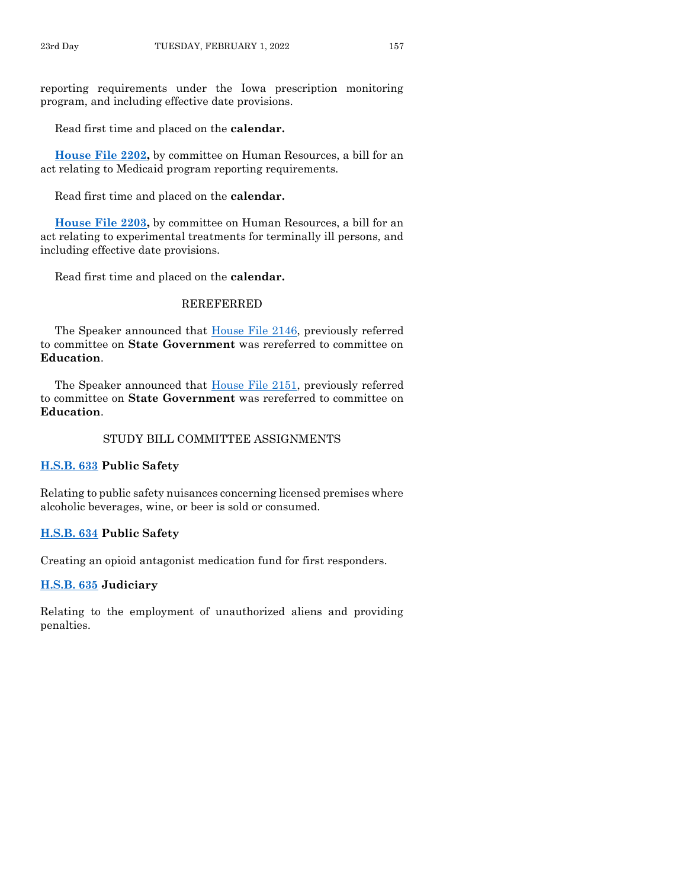reporting requirements under the Iowa prescription monitoring program, and including effective date provisions.

Read first time and placed on the **calendar.**

**House File 2202,** by committee on Human Resources, a bill for an act relating to Medicaid program reporting requirements.

Read first time and placed on the **calendar.**

**House File 2203,** by committee on Human Resources, a bill for an act relating to experimental treatments for terminally ill persons, and including effective date provisions.

Read first time and placed on the **calendar.**

## REREFERRED

The Speaker announced that House File 2146, previously referred to committee on **State Government** was rereferred to committee on **Education**.

The Speaker announced that House File 2151, previously referred to committee on **State Government** was rereferred to committee on **Education**.

## STUDY BILL COMMITTEE ASSIGNMENTS

**H.S.B. 633 Public Safety**

Relating to public safety nuisances concerning licensed premises where alcoholic beverages, wine, or beer is sold or consumed.

**H.S.B. 634 Public Safety**

Creating an opioid antagonist medication fund for first responders.

**H.S.B. 635 Judiciary**

Relating to the employment of unauthorized aliens and providing penalties.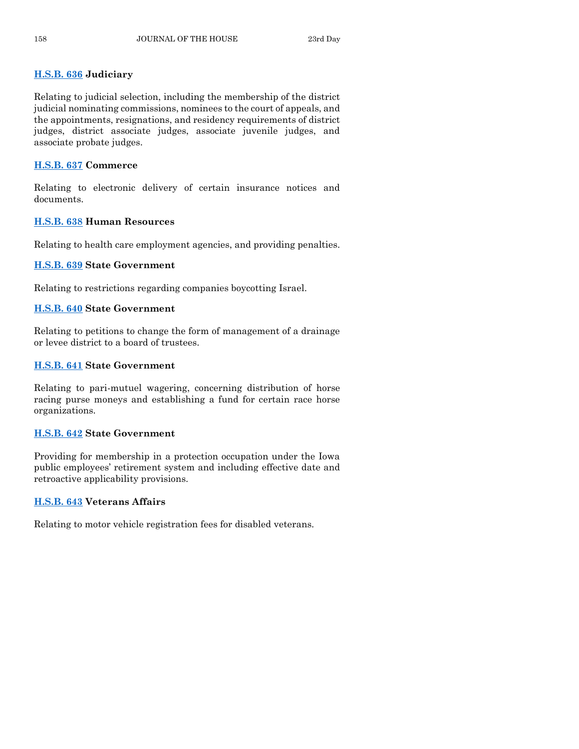**H.S.B. 636 Judiciary**

Relating to judicial selection, including the membership of the district judicial nominating commissions, nominees to the court of appeals, and the appointments, resignations, and residency requirements of district judges, district associate judges, associate juvenile judges, and associate probate judges.

**H.S.B. 637 Commerce**

Relating to electronic delivery of certain insurance notices and documents.

**H.S.B. 638 Human Resources**

Relating to health care employment agencies, and providing penalties.

**H.S.B. 639 State Government**

Relating to restrictions regarding companies boycotting Israel.

**H.S.B. 640 State Government**

Relating to petitions to change the form of management of a drainage or levee district to a board of trustees.

**H.S.B. 641 State Government**

Relating to pari-mutuel wagering, concerning distribution of horse racing purse moneys and establishing a fund for certain race horse organizations.

**H.S.B. 642 State Government**

Providing for membership in a protection occupation under the Iowa public employees' retirement system and including effective date and retroactive applicability provisions.

**H.S.B. 643 Veterans Affairs**

Relating to motor vehicle registration fees for disabled veterans.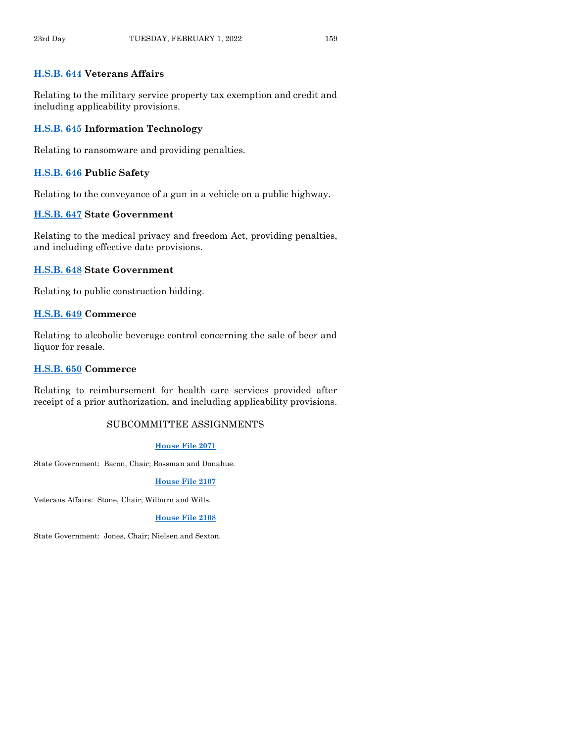**H.S.B. 644** **Veterans Affairs**

Relating to the military service property tax exemption and credit and including applicability provisions.

**H.S.B. 645** **Information Technology**

Relating to ransomware and providing penalties.

**H.S.B. 646** **Public Safety**

Relating to the conveyance of a gun in a vehicle on a public highway.

**H.S.B. 647** **State Government**

Relating to the medical privacy and freedom Act, providing penalties, and including effective date provisions.

**H.S.B. 648** **State Government**

Relating to public construction bidding.

**H.S.B. 649** **Commerce**

Relating to alcoholic beverage control concerning the sale of beer and liquor for resale.

**H.S.B. 650** **Commerce**

Relating to reimbursement for health care services provided after receipt of a prior authorization, and including applicability provisions.

## SUBCOMMITTEE ASSIGNMENTS

**House File 2071**

State Government: Bacon, Chair; Bossman and Donahue.

**House File 2107**

Veterans Affairs: Stone, Chair; Wilburn and Wills.

**House File 2108**

State Government: Jones, Chair; Nielsen and Sexton.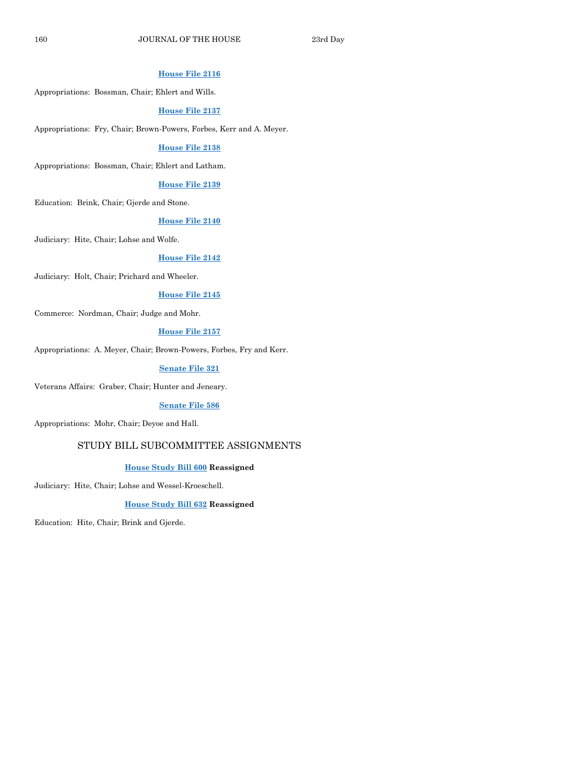**House File 2116**

Appropriations: Bossman, Chair; Ehlert and Wills.

**House File 2137**

Appropriations: Fry, Chair; Brown-Powers, Forbes, Kerr and A. Meyer.

**House File 2138**

Appropriations: Bossman, Chair; Ehlert and Latham.

**House File 2139**

Education: Brink, Chair; Gjerde and Stone.

**House File 2140**

Judiciary: Hite, Chair; Lohse and Wolfe.

**House File 2142**

Judiciary: Holt, Chair; Prichard and Wheeler.

**House File 2145**

Commerce: Nordman, Chair; Judge and Mohr.

**House File 2157**

Appropriations: A. Meyer, Chair; Brown-Powers, Forbes, Fry and Kerr.

**Senate File 321**

Veterans Affairs: Graber, Chair; Hunter and Jeneary.

**Senate File 586**

Appropriations: Mohr, Chair; Deyoe and Hall.

## STUDY BILL SUBCOMMITTEE ASSIGNMENTS

**House Study Bill 600 Reassigned**

Judiciary: Hite, Chair; Lohse and Wessel-Kroeschell.

**House Study Bill 632 Reassigned**

Education: Hite, Chair; Brink and Gjerde.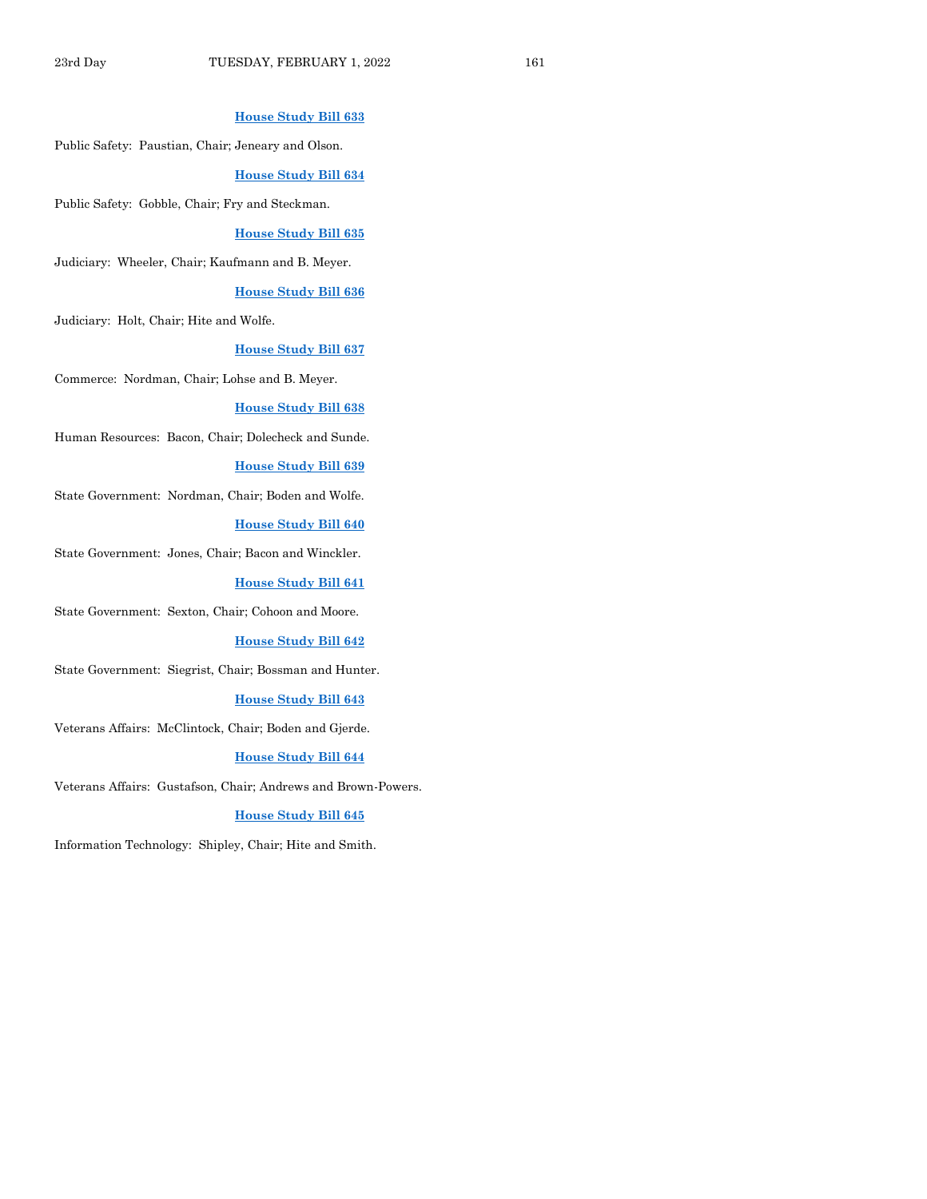**House Study Bill 633**

Public Safety: Paustian, Chair; Jeneary and Olson.

**House Study Bill 634**

Public Safety: Gobble, Chair; Fry and Steckman.

**House Study Bill 635**

Judiciary: Wheeler, Chair; Kaufmann and B. Meyer.

**House Study Bill 636**

Judiciary: Holt, Chair; Hite and Wolfe.

**House Study Bill 637**

Commerce: Nordman, Chair; Lohse and B. Meyer.

**House Study Bill 638**

Human Resources: Bacon, Chair; Dolecheck and Sunde.

**House Study Bill 639**

State Government: Nordman, Chair; Boden and Wolfe.

**House Study Bill 640**

State Government: Jones, Chair; Bacon and Winckler.

**House Study Bill 641**

State Government: Sexton, Chair; Cohoon and Moore.

**House Study Bill 642**

State Government: Siegrist, Chair; Bossman and Hunter.

**House Study Bill 643**

Veterans Affairs: McClintock, Chair; Boden and Gjerde.

**House Study Bill 644**

Veterans Affairs: Gustafson, Chair; Andrews and Brown-Powers.

**House Study Bill 645**

Information Technology: Shipley, Chair; Hite and Smith.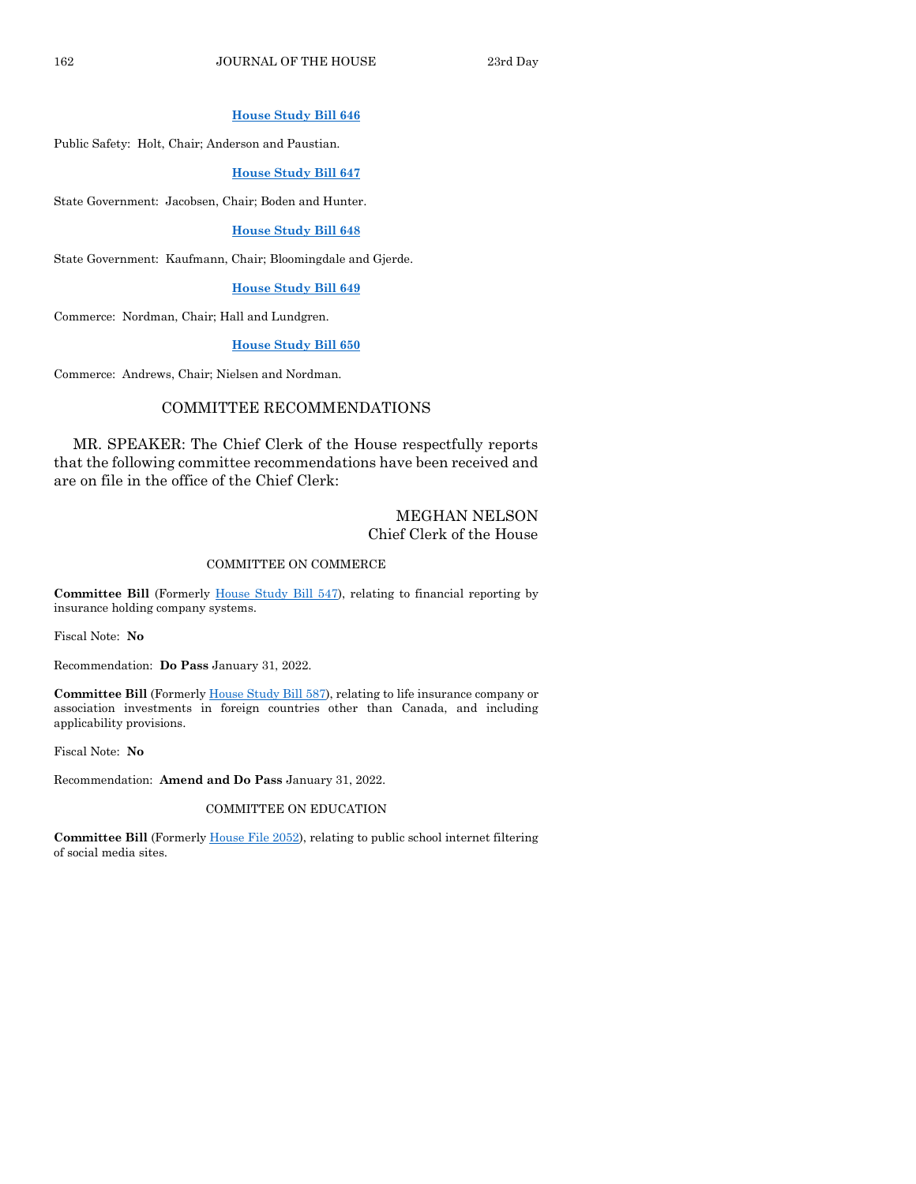**House Study Bill 646**

Public Safety: Holt, Chair; Anderson and Paustian.

**House Study Bill 647**

State Government: Jacobsen, Chair; Boden and Hunter.

**House Study Bill 648**

State Government: Kaufmann, Chair; Bloomingdale and Gjerde.

**House Study Bill 649**

Commerce: Nordman, Chair; Hall and Lundgren.

**House Study Bill 650**

Commerce: Andrews, Chair; Nielsen and Nordman.

## COMMITTEE RECOMMENDATIONS

MR. SPEAKER: The Chief Clerk of the House respectfully reports that the following committee recommendations have been received and are on file in the office of the Chief Clerk:

MEGHAN NELSON
Chief Clerk of the House

### COMMITTEE ON COMMERCE

**Committee Bill** (Formerly House Study Bill 547), relating to financial reporting by insurance holding company systems.

Fiscal Note: **No**

Recommendation: **Do Pass** January 31, 2022.

**Committee Bill** (Formerly House Study Bill 587), relating to life insurance company or association investments in foreign countries other than Canada, and including applicability provisions.

Fiscal Note: **No**

Recommendation: **Amend and Do Pass** January 31, 2022.

### COMMITTEE ON EDUCATION

**Committee Bill** (Formerly House File 2052), relating to public school internet filtering of social media sites.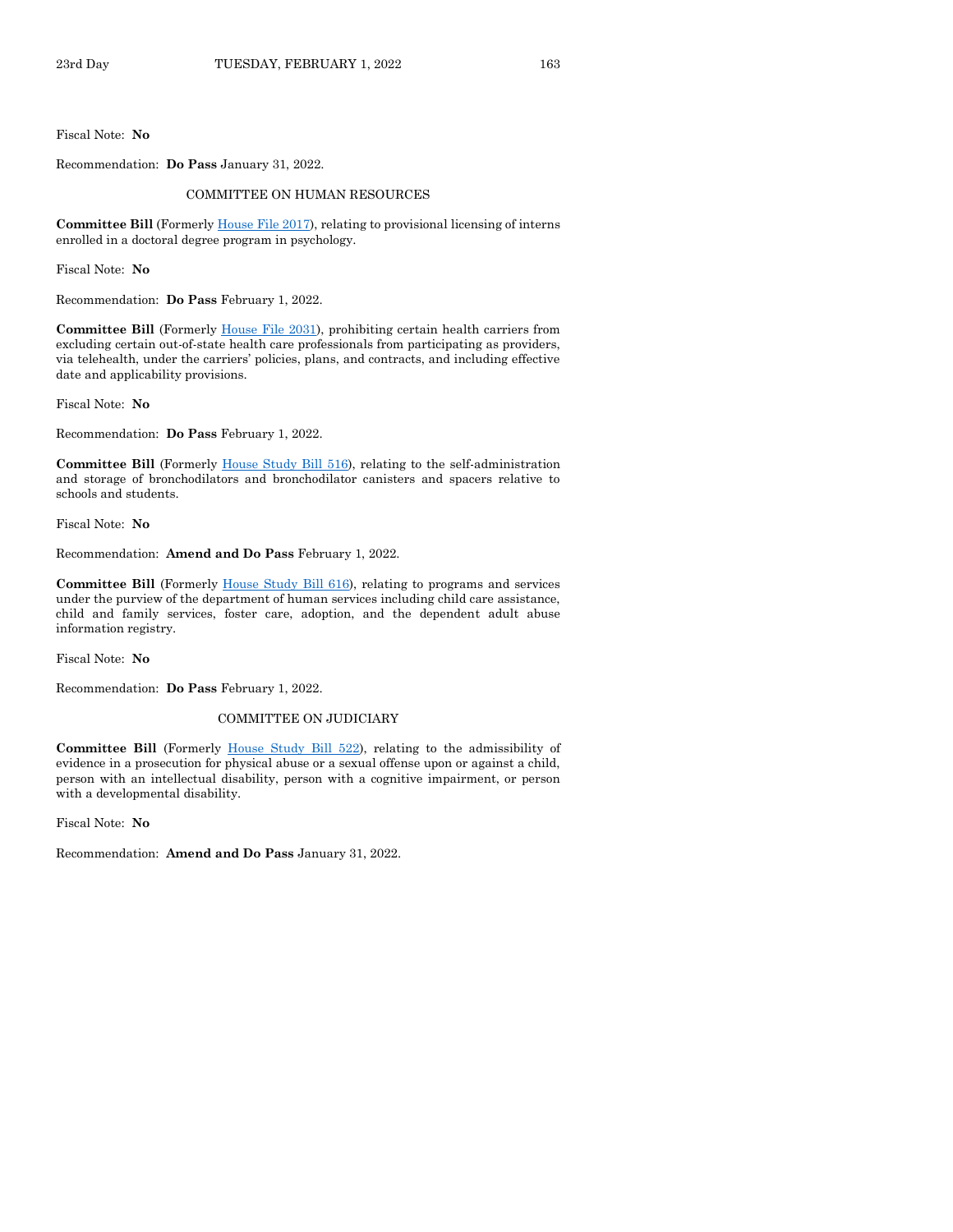Fiscal Note: **No**

Recommendation: **Do Pass** January 31, 2022.

COMMITTEE ON HUMAN RESOURCES

**Committee Bill** (Formerly House File 2017), relating to provisional licensing of interns enrolled in a doctoral degree program in psychology.

Fiscal Note: **No**

Recommendation: **Do Pass** February 1, 2022.

**Committee Bill** (Formerly House File 2031), prohibiting certain health carriers from excluding certain out-of-state health care professionals from participating as providers, via telehealth, under the carriers' policies, plans, and contracts, and including effective date and applicability provisions.

Fiscal Note: **No**

Recommendation: **Do Pass** February 1, 2022.

**Committee Bill** (Formerly House Study Bill 516), relating to the self-administration and storage of bronchodilators and bronchodilator canisters and spacers relative to schools and students.

Fiscal Note: **No**

Recommendation: **Amend and Do Pass** February 1, 2022.

**Committee Bill** (Formerly House Study Bill 616), relating to programs and services under the purview of the department of human services including child care assistance, child and family services, foster care, adoption, and the dependent adult abuse information registry.

Fiscal Note: **No**

Recommendation: **Do Pass** February 1, 2022.

COMMITTEE ON JUDICIARY

**Committee Bill** (Formerly House Study Bill 522), relating to the admissibility of evidence in a prosecution for physical abuse or a sexual offense upon or against a child, person with an intellectual disability, person with a cognitive impairment, or person with a developmental disability.

Fiscal Note: **No**

Recommendation: **Amend and Do Pass** January 31, 2022.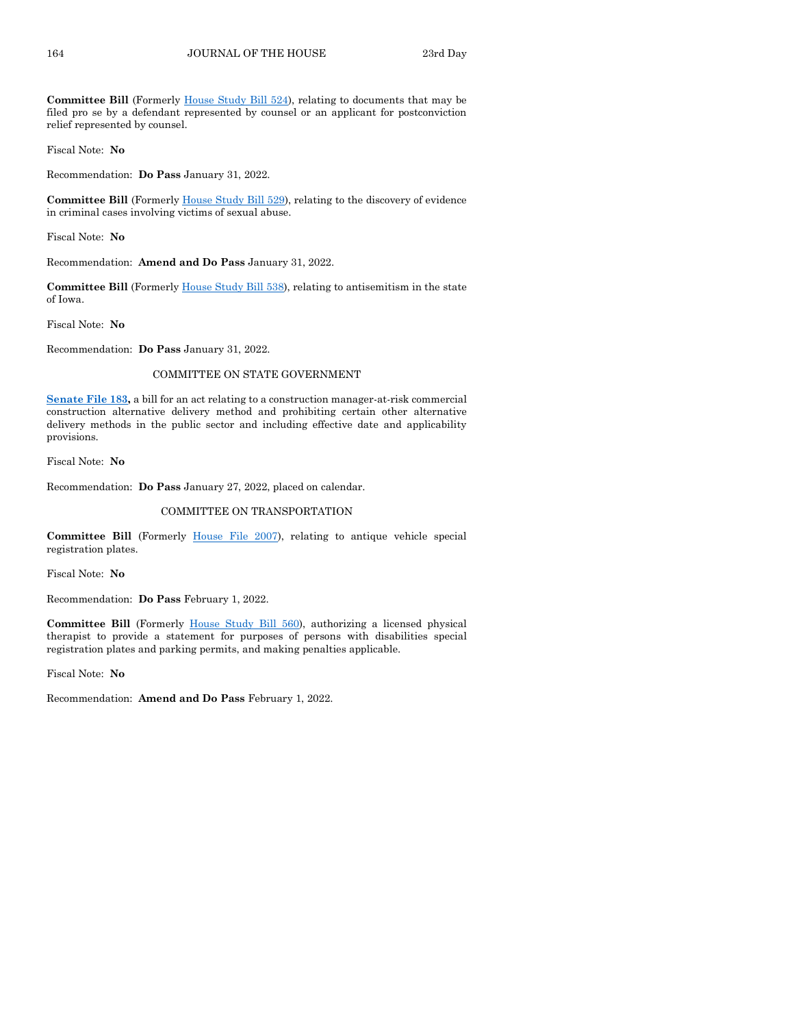**Committee Bill** (Formerly House Study Bill 524), relating to documents that may be filed pro se by a defendant represented by counsel or an applicant for postconviction relief represented by counsel.

Fiscal Note: **No**

Recommendation: **Do Pass** January 31, 2022.

**Committee Bill** (Formerly House Study Bill 529), relating to the discovery of evidence in criminal cases involving victims of sexual abuse.

Fiscal Note: **No**

Recommendation: **Amend and Do Pass** January 31, 2022.

**Committee Bill** (Formerly House Study Bill 538), relating to antisemitism in the state of Iowa.

Fiscal Note: **No**

Recommendation: **Do Pass** January 31, 2022.

COMMITTEE ON STATE GOVERNMENT

**Senate File 183,** a bill for an act relating to a construction manager-at-risk commercial construction alternative delivery method and prohibiting certain other alternative delivery methods in the public sector and including effective date and applicability provisions.

Fiscal Note: **No**

Recommendation: **Do Pass** January 27, 2022, placed on calendar.

COMMITTEE ON TRANSPORTATION

**Committee Bill** (Formerly House File 2007), relating to antique vehicle special registration plates.

Fiscal Note: **No**

Recommendation: **Do Pass** February 1, 2022.

**Committee Bill** (Formerly House Study Bill 560), authorizing a licensed physical therapist to provide a statement for purposes of persons with disabilities special registration plates and parking permits, and making penalties applicable.

Fiscal Note: **No**

Recommendation: **Amend and Do Pass** February 1, 2022.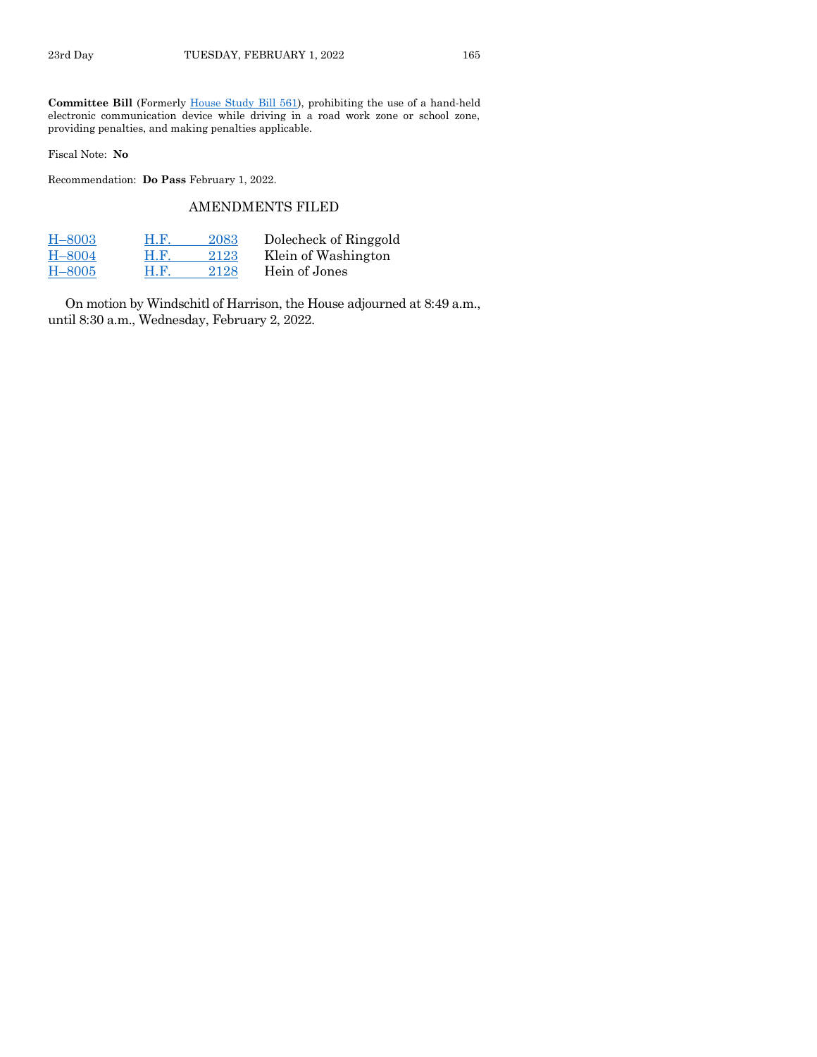**Committee Bill** (Formerly House Study Bill 561), prohibiting the use of a hand-held electronic communication device while driving in a road work zone or school zone, providing penalties, and making penalties applicable.

Fiscal Note: **No**

Recommendation: **Do Pass** February 1, 2022.

## AMENDMENTS FILED

| | | |
|---|---|---|
| H–8003 | H.F. 2083 | Dolecheck of Ringgold |
| H–8004 | H.F. 2123 | Klein of Washington |
| H–8005 | H.F. 2128 | Hein of Jones |

On motion by Windschitl of Harrison, the House adjourned at 8:49 a.m., until 8:30 a.m., Wednesday, February 2, 2022.